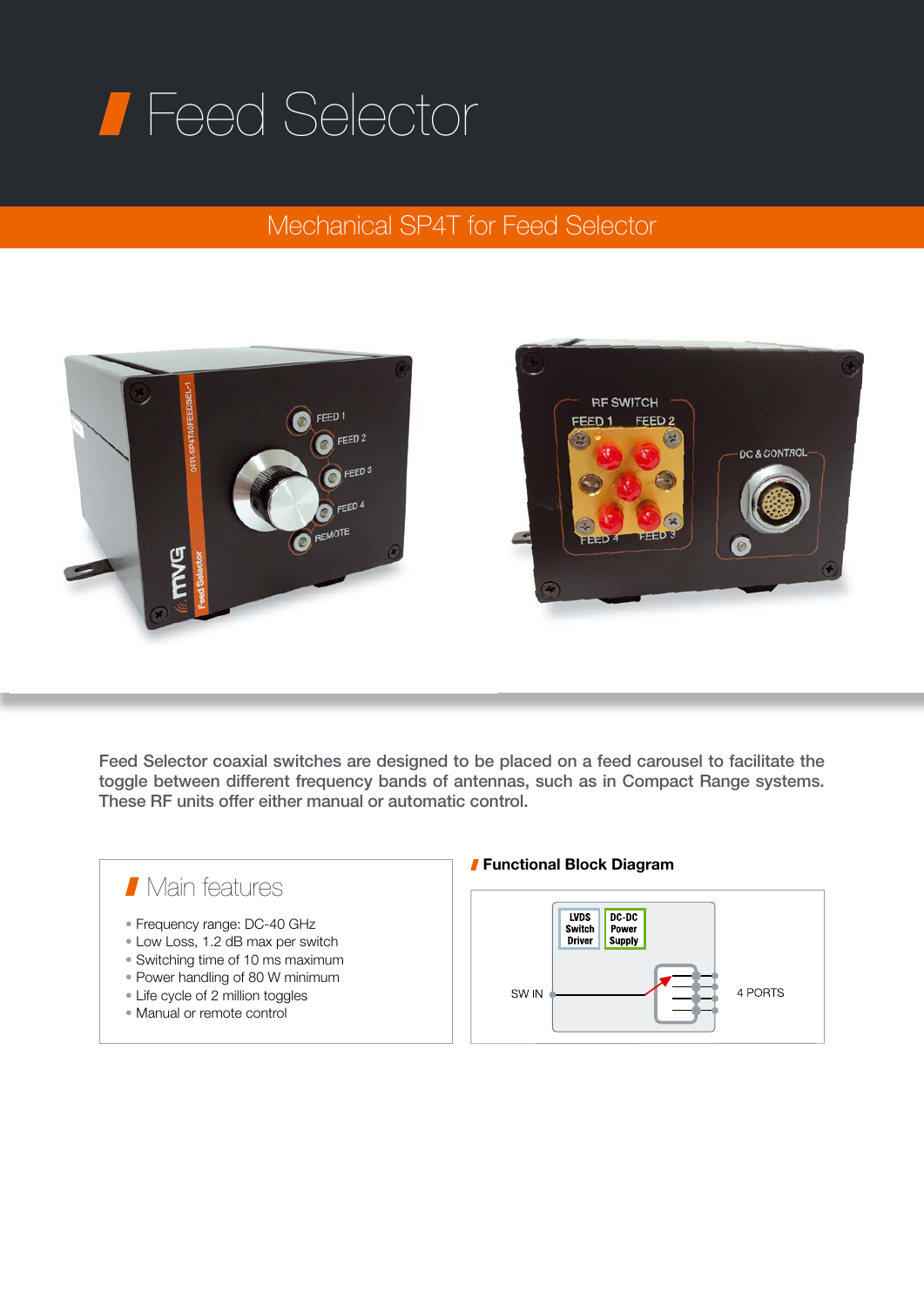# Feed Selector

## Mechanical SP4T for Feed Selector

Feed Selector coaxial switches are designed to be placed on a feed carousel to facilitate the toggle between different frequency bands of antennas, such as in Compact Range systems. These RF units offer either manual or automatic control.

### Main features

- Frequency range: DC-40 GHz
- Low Loss, 1.2 dB max per switch
- Switching time of 10 ms maximum
- Power handling of 80 W minimum
- Life cycle of 2 million toggles
- Manual or remote control

### Functional Block Diagram

LVDS Switch Driver

DC-DC Power Supply

SW IN

4 PORTS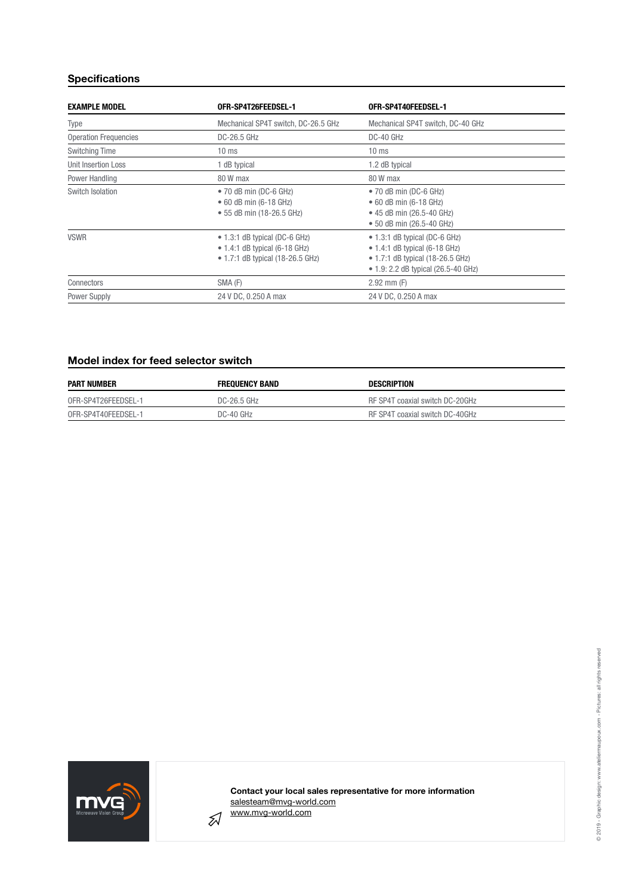## Specifications

| EXAMPLE MODEL | OFR-SP4T26FEEDSEL-1 | OFR-SP4T40FEEDSEL-1 |
|---|---|---|
| Type | Mechanical SP4T switch, DC-26.5 GHz | Mechanical SP4T switch, DC-40 GHz |
| Operation Frequencies | DC-26.5 GHz | DC-40 GHz |
| Switching Time | 10 ms | 10 ms |
| Unit Insertion Loss | 1 dB typical | 1.2 dB typical |
| Power Handling | 80 W max | 80 W max |
| Switch Isolation | • 70 dB min (DC-6 GHz)<br>• 60 dB min (6-18 GHz)<br>• 55 dB min (18-26.5 GHz) | • 70 dB min (DC-6 GHz)<br>• 60 dB min (6-18 GHz)<br>• 45 dB min (26.5-40 GHz)<br>• 50 dB min (26.5-40 GHz) |
| VSWR | • 1.3:1 dB typical (DC-6 GHz)<br>• 1.4:1 dB typical (6-18 GHz)<br>• 1.7:1 dB typical (18-26.5 GHz) | • 1.3:1 dB typical (DC-6 GHz)<br>• 1.4:1 dB typical (6-18 GHz)<br>• 1.7:1 dB typical (18-26.5 GHz)<br>• 1.9: 2.2 dB typical (26.5-40 GHz) |
| Connectors | SMA (F) | 2.92 mm (F) |
| Power Supply | 24 V DC, 0.250 A max | 24 V DC, 0.250 A max |

## Model index for feed selector switch

| PART NUMBER | FREQUENCY BAND | DESCRIPTION |
|---|---|---|
| OFR-SP4T26FEEDSEL-1 | DC-26.5 GHz | RF SP4T coaxial switch DC-20GHz |
| OFR-SP4T40FEEDSEL-1 | DC-40 GHz | RF SP4T coaxial switch DC-40GHz |

MVG Microwave Vision Group

**Contact your local sales representative for more information**
salesteam@mvg-world.com
www.mvg-world.com

© 2019 - Graphic design: www.ateliermaupoux.com - Pictures: all rights reserved